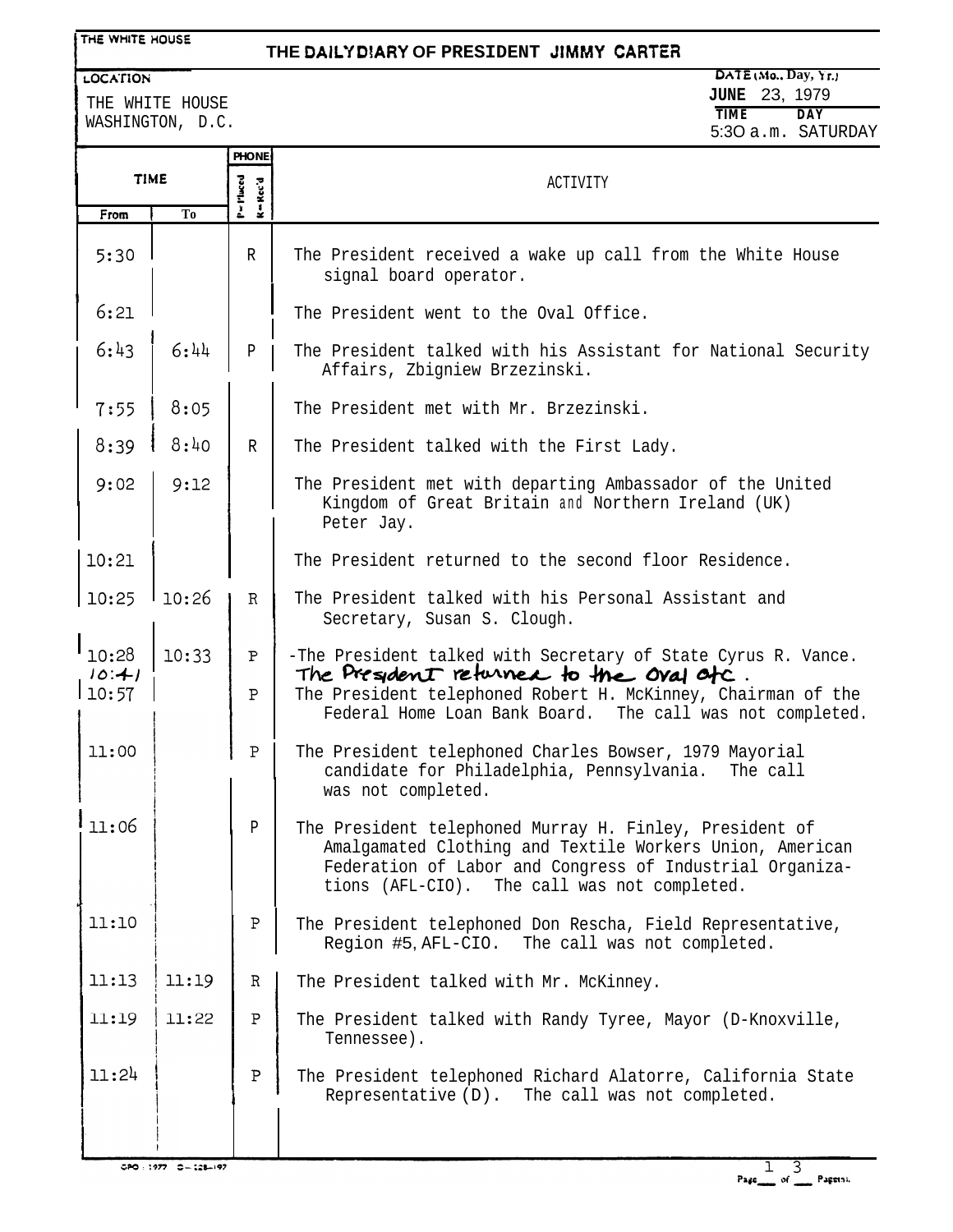THE WHITE HOUSE

# THE DAILY DIARY OF PRESIDENT JIMMY CARTER

LOCATION
THE WHITE HOUSE
WASHINGTON, D.C.

DATE (Mo., Day, Yr.)
JUNE 23, 1979

TIME: 5:30 a.m.
DAY: SATURDAY

| TIME From | TIME To | PHONE (P=Placed, R=Rec'd) | ACTIVITY |
|---|---|---|---|
| 5:30 | | R | The President received a wake up call from the White House signal board operator. |
| 6:21 | | | The President went to the Oval Office. |
| 6:43 | 6:44 | P | The President talked with his Assistant for National Security Affairs, Zbigniew Brzezinski. |
| 7:55 | 8:05 | | The President met with Mr. Brzezinski. |
| 8:39 | 8:40 | R | The President talked with the First Lady. |
| 9:02 | 9:12 | | The President met with departing Ambassador of the United Kingdom of Great Britain and Northern Ireland (UK) Peter Jay. |
| 10:21 | | | The President returned to the second floor Residence. |
| 10:25 | 10:26 | R | The President talked with his Personal Assistant and Secretary, Susan S. Clough. |
| 10:28 | 10:33 | P | The President talked with Secretary of State Cyrus R. Vance. |
| 10:41 | | | The President returned to the Oval Ofc. |
| 10:57 | | P | The President telephoned Robert H. McKinney, Chairman of the Federal Home Loan Bank Board. The call was not completed. |
| 11:00 | | P | The President telephoned Charles Bowser, 1979 Mayorial candidate for Philadelphia, Pennsylvania. The call was not completed. |
| 11:06 | | P | The President telephoned Murray H. Finley, President of Amalgamated Clothing and Textile Workers Union, American Federation of Labor and Congress of Industrial Organizations (AFL-CIO). The call was not completed. |
| 11:10 | | P | The President telephoned Don Rescha, Field Representative, Region #5, AFL-CIO. The call was not completed. |
| 11:13 | 11:19 | R | The President talked with Mr. McKinney. |
| 11:19 | 11:22 | P | The President talked with Randy Tyree, Mayor (D-Knoxville, Tennessee). |
| 11:24 | | P | The President telephoned Richard Alatorre, California State Representative (D). The call was not completed. |

GPO : 1977 O - 228-197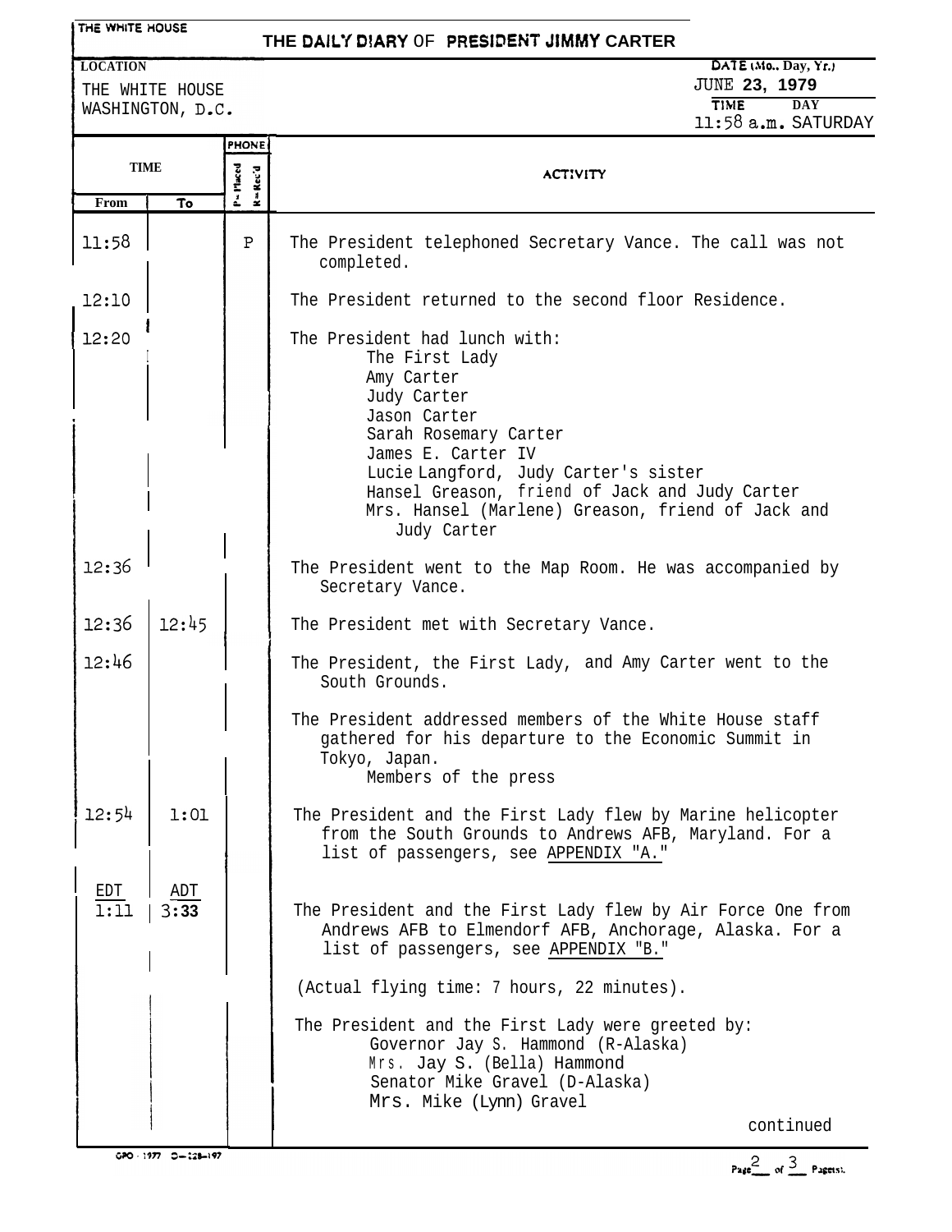THE WHITE HOUSE

# THE DAILY DIARY OF PRESIDENT JIMMY CARTER

| LOCATION | DATE (Mo., Day, Yr.) |
| --- | --- |
| THE WHITE HOUSE<br>WASHINGTON, D.C. | JUNE 23, 1979 |
| | TIME: 11:58 a.m. DAY: SATURDAY |

| TIME From | TIME To | PHONE (P=Placed, R=Rec'd) | ACTIVITY |
| --- | --- | --- | --- |
| 11:58 | | P | The President telephoned Secretary Vance. The call was not completed. |
| 12:10 | | | The President returned to the second floor Residence. |
| 12:20 | | | The President had lunch with:<br>The First Lady<br>Amy Carter<br>Judy Carter<br>Jason Carter<br>Sarah Rosemary Carter<br>James E. Carter IV<br>Lucie Langford, Judy Carter's sister<br>Hansel Greason, friend of Jack and Judy Carter<br>Mrs. Hansel (Marlene) Greason, friend of Jack and Judy Carter |
| 12:36 | | | The President went to the Map Room. He was accompanied by Secretary Vance. |
| 12:36 | 12:45 | | The President met with Secretary Vance. |
| 12:46 | | | The President, the First Lady, and Amy Carter went to the South Grounds. |
| | | | The President addressed members of the White House staff gathered for his departure to the Economic Summit in Tokyo, Japan.<br>Members of the press |
| 12:54 | 1:01 | | The President and the First Lady flew by Marine helicopter from the South Grounds to Andrews AFB, Maryland. For a list of passengers, see APPENDIX "A." |
| EDT 1:11 | ADT 3:33 | | The President and the First Lady flew by Air Force One from Andrews AFB to Elmendorf AFB, Anchorage, Alaska. For a list of passengers, see APPENDIX "B." |
| | | | (Actual flying time: 7 hours, 22 minutes). |
| | | | The President and the First Lady were greeted by:<br>Governor Jay S. Hammond (R-Alaska)<br>Mrs. Jay S. (Bella) Hammond<br>Senator Mike Gravel (D-Alaska)<br>Mrs. Mike (Lynn) Gravel |

continued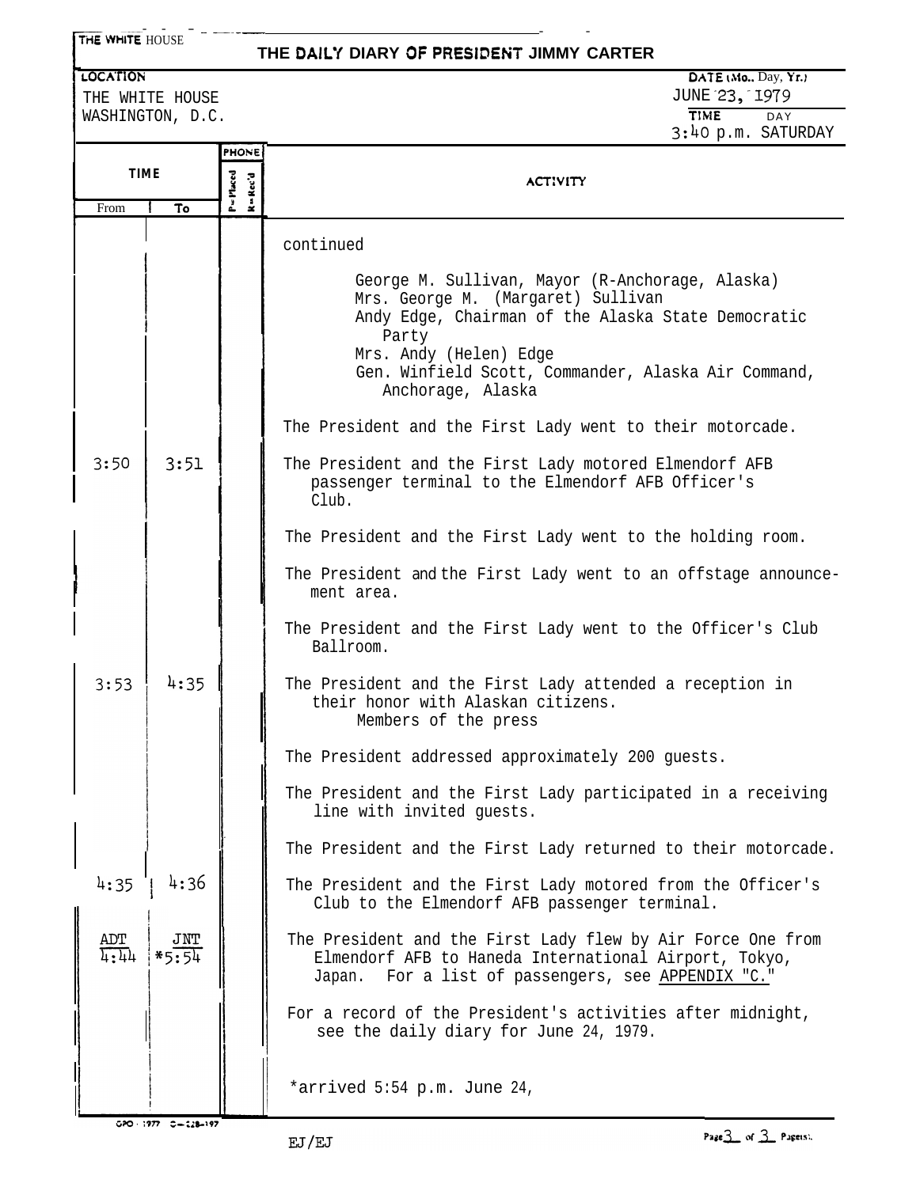THE WHITE HOUSE

# THE DAILY DIARY OF PRESIDENT JIMMY CARTER

LOCATION
THE WHITE HOUSE
WASHINGTON, D.C.

DATE (Mo., Day, Yr.)
JUNE 23, 1979

TIME DAY
3:40 p.m. SATURDAY

| TIME From | TIME To | PHONE P=Placed | PHONE R=Rec'd | ACTIVITY |
|---|---|---|---|---|
| | | | | continued |
| | | | | George M. Sullivan, Mayor (R-Anchorage, Alaska)<br>Mrs. George M. (Margaret) Sullivan<br>Andy Edge, Chairman of the Alaska State Democratic Party<br>Mrs. Andy (Helen) Edge<br>Gen. Winfield Scott, Commander, Alaska Air Command, Anchorage, Alaska |
| | | | | The President and the First Lady went to their motorcade. |
| 3:50 | 3:51 | | | The President and the First Lady motored Elmendorf AFB passenger terminal to the Elmendorf AFB Officer's Club. |
| | | | | The President and the First Lady went to the holding room. |
| | | | | The President and the First Lady went to an offstage announcement area. |
| | | | | The President and the First Lady went to the Officer's Club Ballroom. |
| 3:53 | 4:35 | | | The President and the First Lady attended a reception in their honor with Alaskan citizens.<br>Members of the press |
| | | | | The President addressed approximately 200 guests. |
| | | | | The President and the First Lady participated in a receiving line with invited guests. |
| | | | | The President and the First Lady returned to their motorcade. |
| 4:35 | 4:36 | | | The President and the First Lady motored from the Officer's Club to the Elmendorf AFB passenger terminal. |
| ADT 4:44 | JNT *5:54 | | | The President and the First Lady flew by Air Force One from Elmendorf AFB to Haneda International Airport, Tokyo, Japan. For a list of passengers, see APPENDIX "C." |
| | | | | For a record of the President's activities after midnight, see the daily diary for June 24, 1979. |
| | | | | *arrived 5:54 p.m. June 24, |

GPO : 1977 O-228-197

EJ/EJ